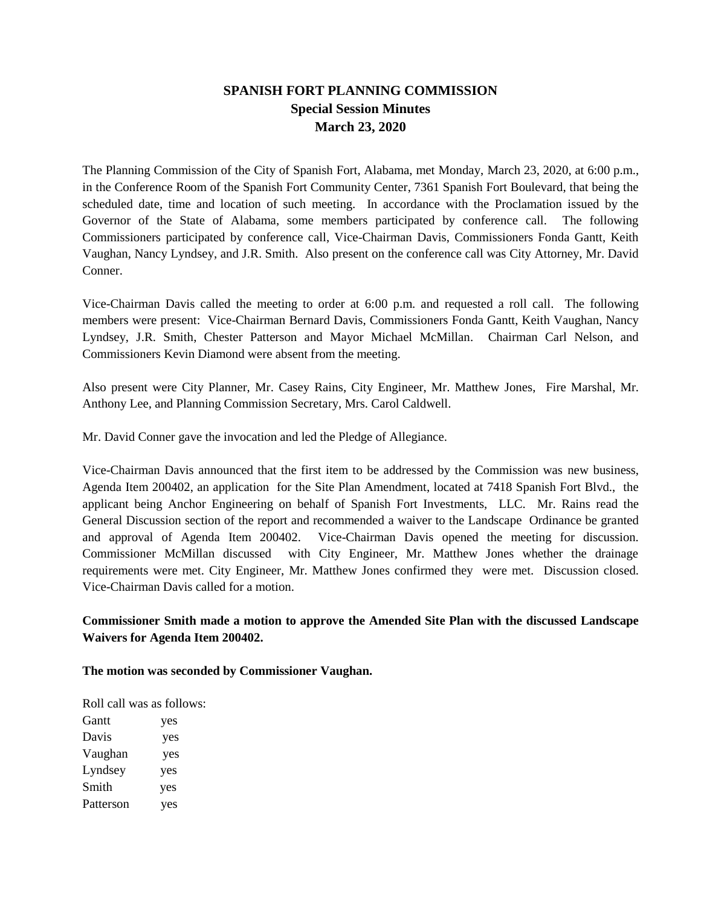# SPANISH FORT PLANNING COMMISSION
## Special Session Minutes
## March 23, 2020

The Planning Commission of the City of Spanish Fort, Alabama, met Monday, March 23, 2020, at 6:00 p.m., in the Conference Room of the Spanish Fort Community Center, 7361 Spanish Fort Boulevard, that being the scheduled date, time and location of such meeting. In accordance with the Proclamation issued by the Governor of the State of Alabama, some members participated by conference call. The following Commissioners participated by conference call, Vice-Chairman Davis, Commissioners Fonda Gantt, Keith Vaughan, Nancy Lyndsey, and J.R. Smith. Also present on the conference call was City Attorney, Mr. David Conner.

Vice-Chairman Davis called the meeting to order at 6:00 p.m. and requested a roll call. The following members were present: Vice-Chairman Bernard Davis, Commissioners Fonda Gantt, Keith Vaughan, Nancy Lyndsey, J.R. Smith, Chester Patterson and Mayor Michael McMillan. Chairman Carl Nelson, and Commissioners Kevin Diamond were absent from the meeting.

Also present were City Planner, Mr. Casey Rains, City Engineer, Mr. Matthew Jones, Fire Marshal, Mr. Anthony Lee, and Planning Commission Secretary, Mrs. Carol Caldwell.

Mr. David Conner gave the invocation and led the Pledge of Allegiance.

Vice-Chairman Davis announced that the first item to be addressed by the Commission was new business, Agenda Item 200402, an application for the Site Plan Amendment, located at 7418 Spanish Fort Blvd., the applicant being Anchor Engineering on behalf of Spanish Fort Investments, LLC. Mr. Rains read the General Discussion section of the report and recommended a waiver to the Landscape Ordinance be granted and approval of Agenda Item 200402. Vice-Chairman Davis opened the meeting for discussion. Commissioner McMillan discussed with City Engineer, Mr. Matthew Jones whether the drainage requirements were met. City Engineer, Mr. Matthew Jones confirmed they were met. Discussion closed. Vice-Chairman Davis called for a motion.

**Commissioner Smith made a motion to approve the Amended Site Plan with the discussed Landscape Waivers for Agenda Item 200402.**

**The motion was seconded by Commissioner Vaughan.**

Roll call was as follows:

Gantt yes
Davis yes
Vaughan yes
Lyndsey yes
Smith yes
Patterson yes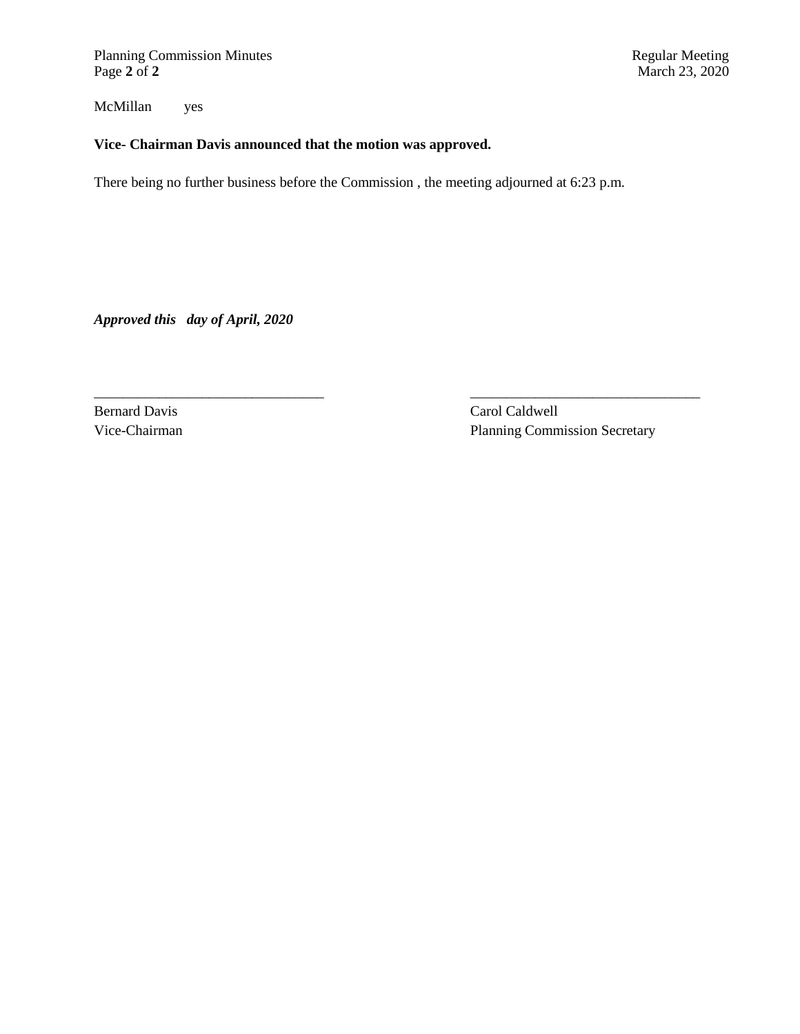McMillan yes

**Vice- Chairman Davis announced that the motion was approved.**

There being no further business before the Commission , the meeting adjourned at 6:23 p.m.

***Approved this day of April, 2020***

| | |
|---|---|
| _______________________________ | _______________________________ |
| Bernard Davis | Carol Caldwell |
| Vice-Chairman | Planning Commission Secretary |